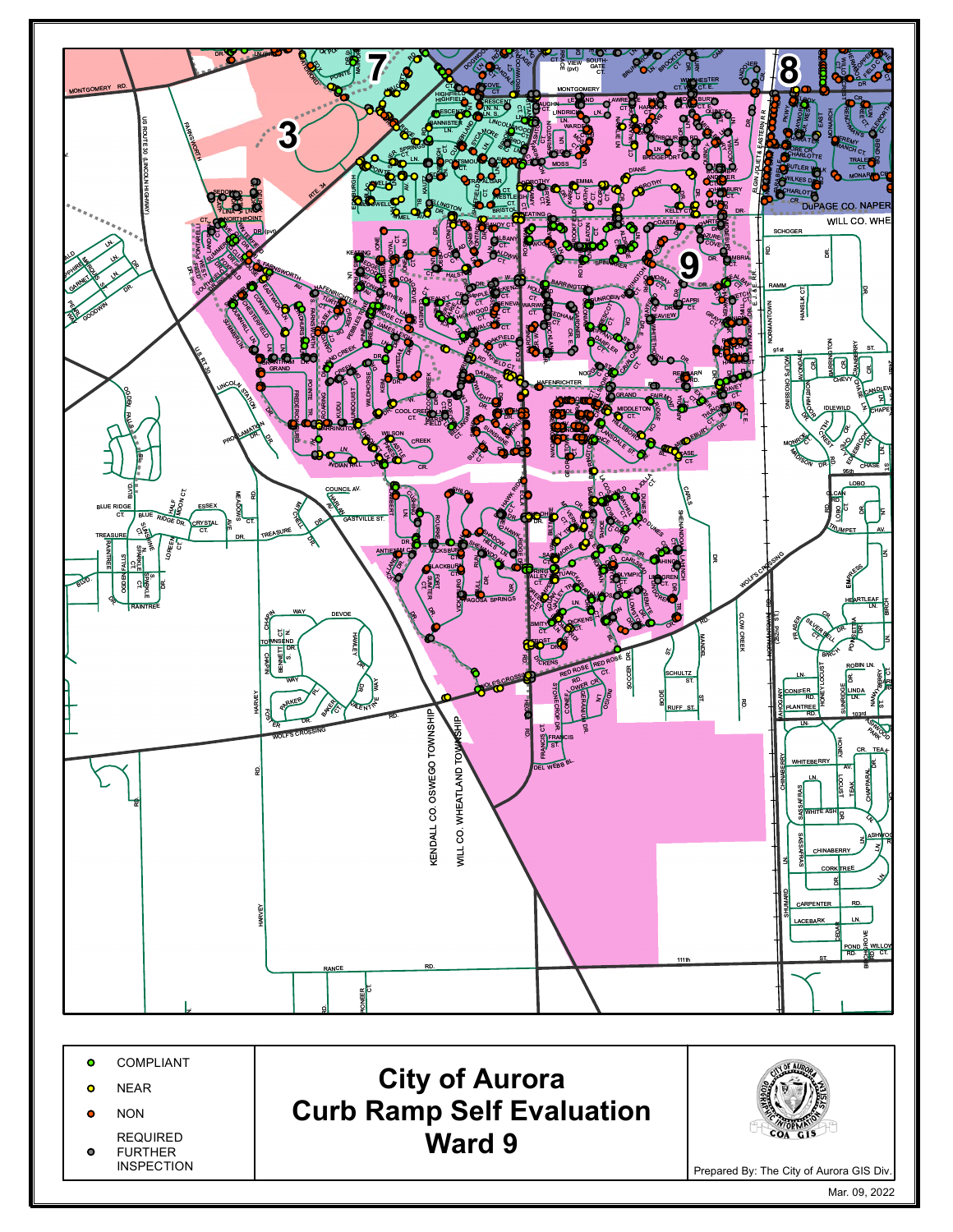# City of Aurora Curb Ramp Self Evaluation Ward 9

- COMPLIANT
- NEAR
- NON
- REQUIRED FURTHER INSPECTION

Prepared By: The City of Aurora GIS Div.

Mar. 09, 2022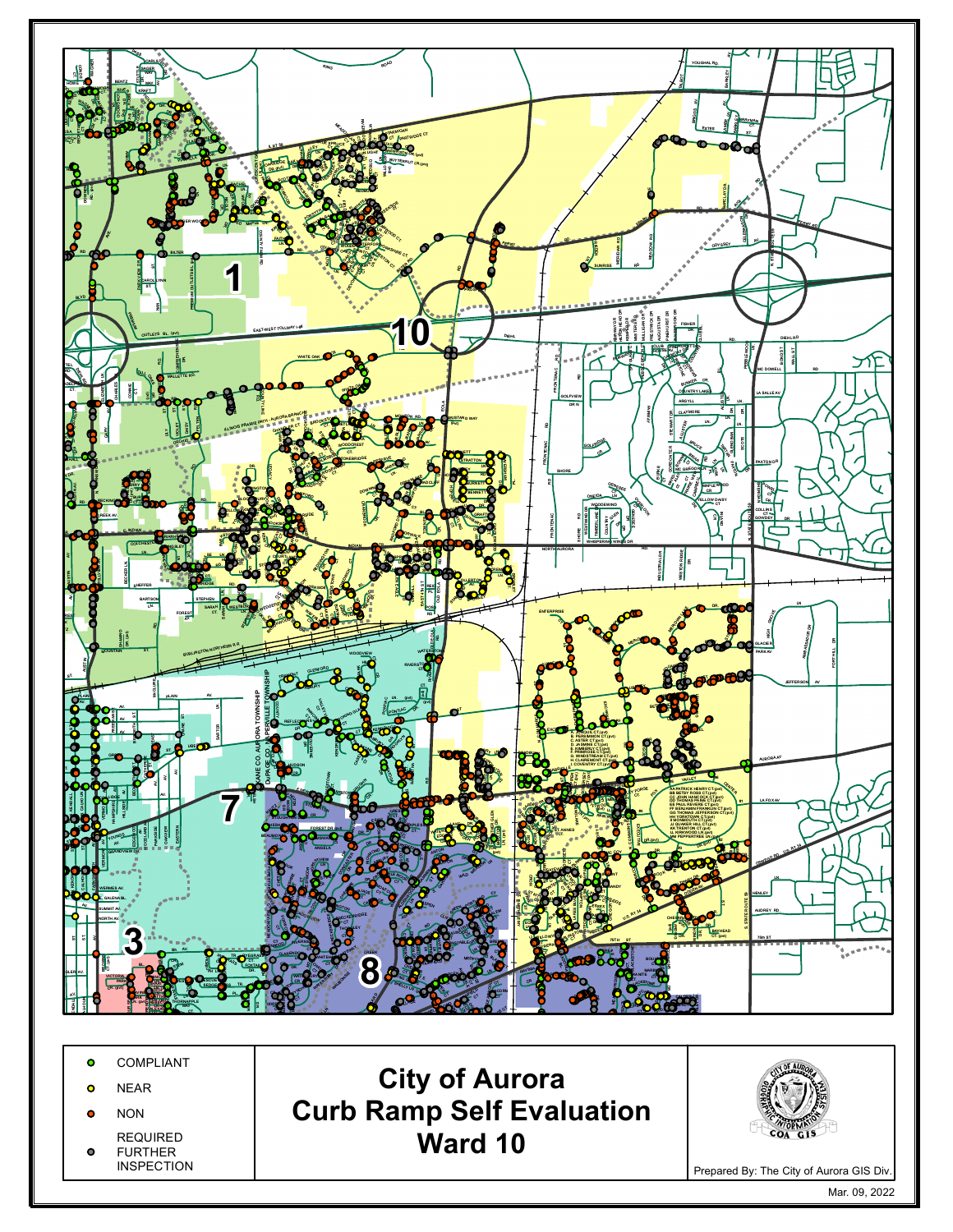# City of Aurora Curb Ramp Self Evaluation Ward 10

- COMPLIANT
- NEAR
- NON
- REQUIRED FURTHER INSPECTION

Prepared By: The City of Aurora GIS Div.

Mar. 09, 2022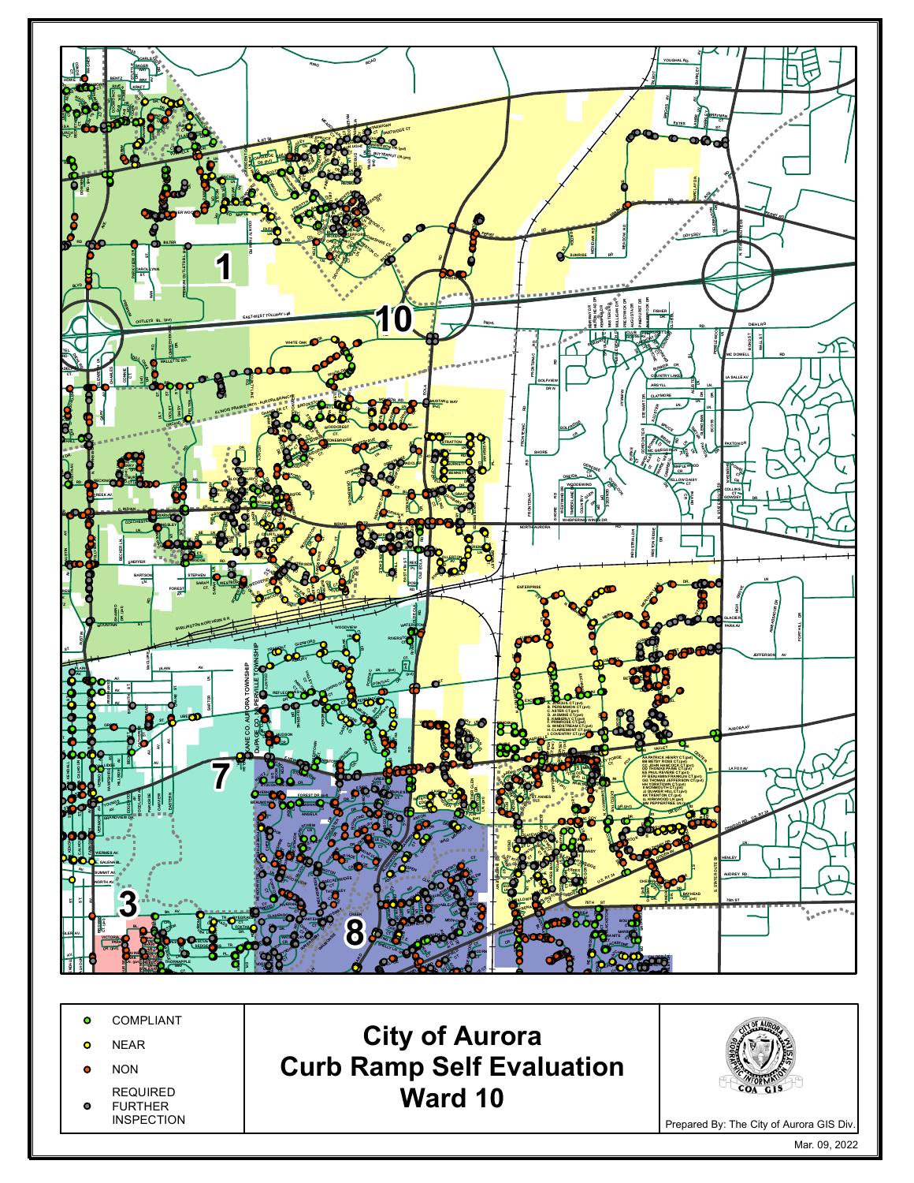# City of Aurora Curb Ramp Self Evaluation Ward 10

- COMPLIANT
- NEAR
- NON
- REQUIRED FURTHER INSPECTION

Prepared By: The City of Aurora GIS Div.

Mar. 09, 2022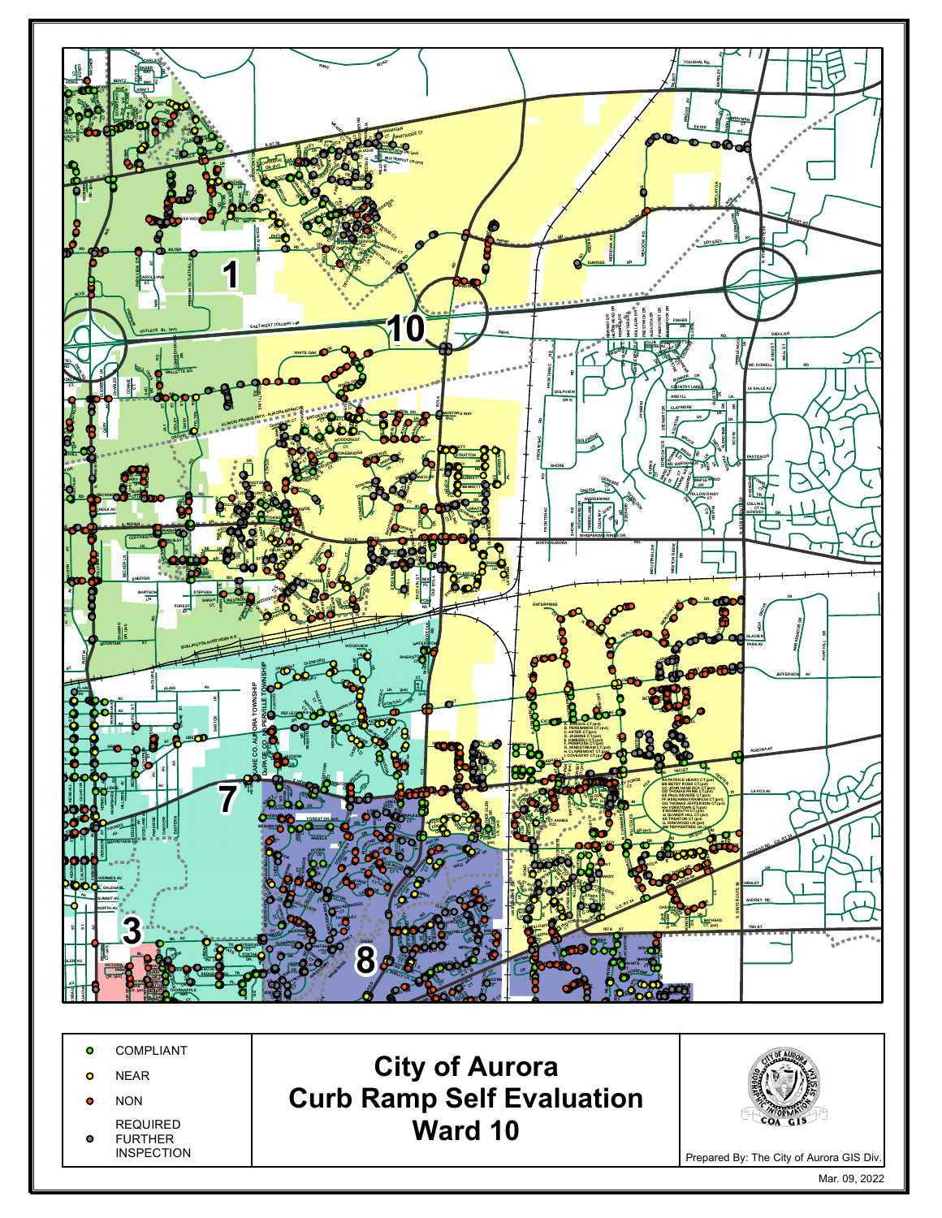# City of Aurora Curb Ramp Self Evaluation Ward 10

- COMPLIANT
- NEAR
- NON
- REQUIRED FURTHER INSPECTION

Prepared By: The City of Aurora GIS Div.

Mar. 09, 2022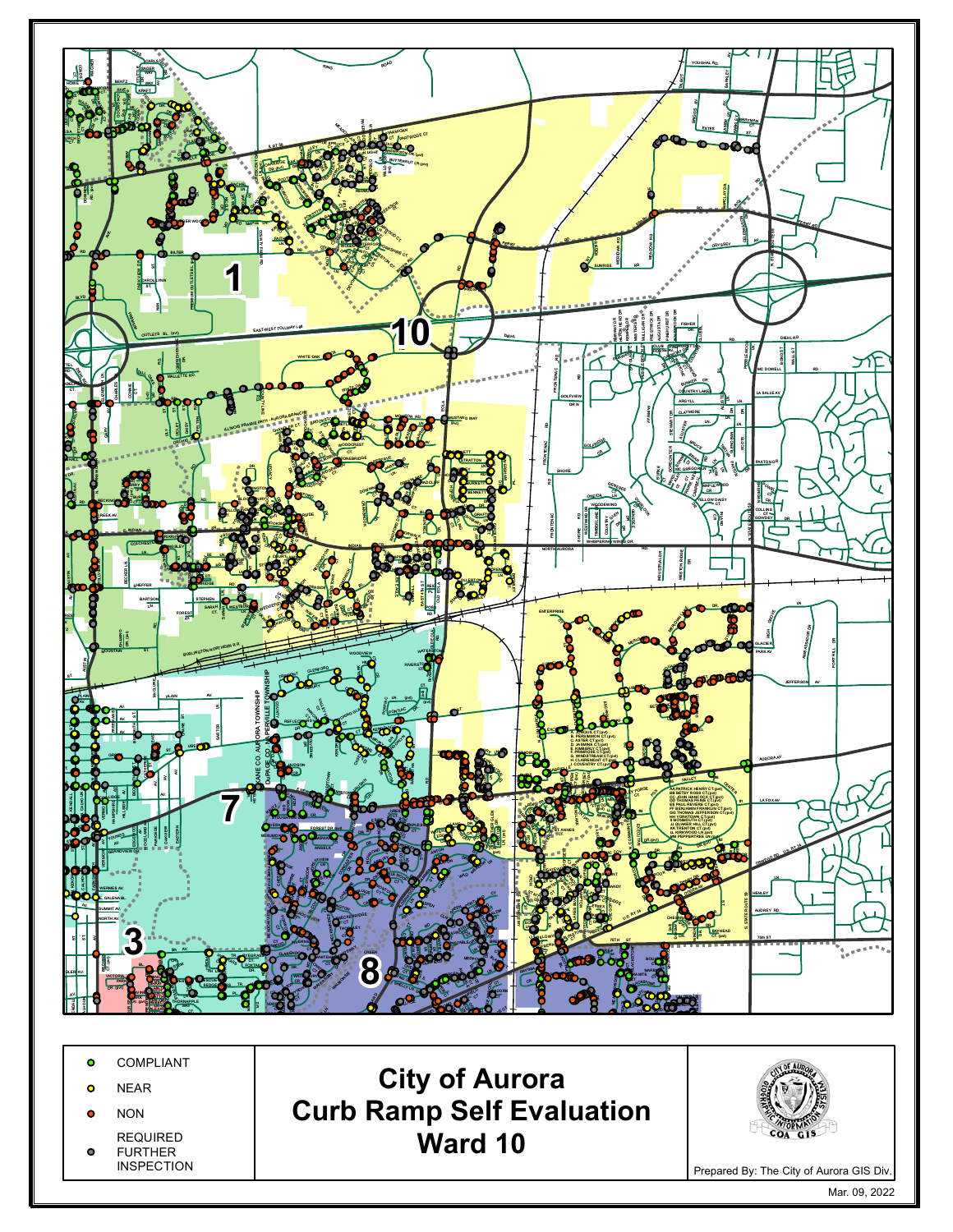# City of Aurora Curb Ramp Self Evaluation Ward 10

- COMPLIANT
- NEAR
- NON
- REQUIRED FURTHER INSPECTION

Prepared By: The City of Aurora GIS Div.

Mar. 09, 2022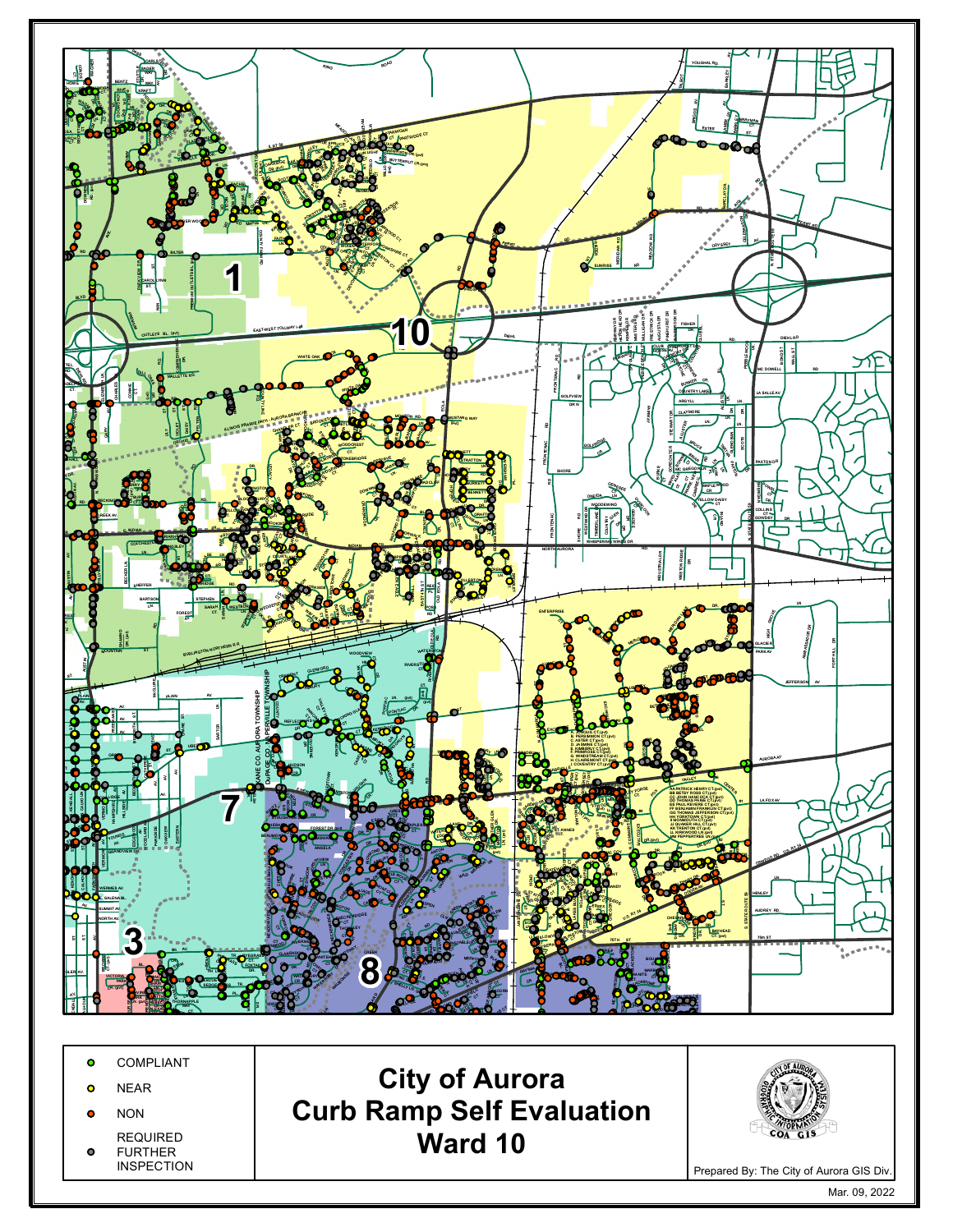# City of Aurora Curb Ramp Self Evaluation Ward 10

- COMPLIANT
- NEAR
- NON
- REQUIRED FURTHER INSPECTION

Prepared By: The City of Aurora GIS Div.

Mar. 09, 2022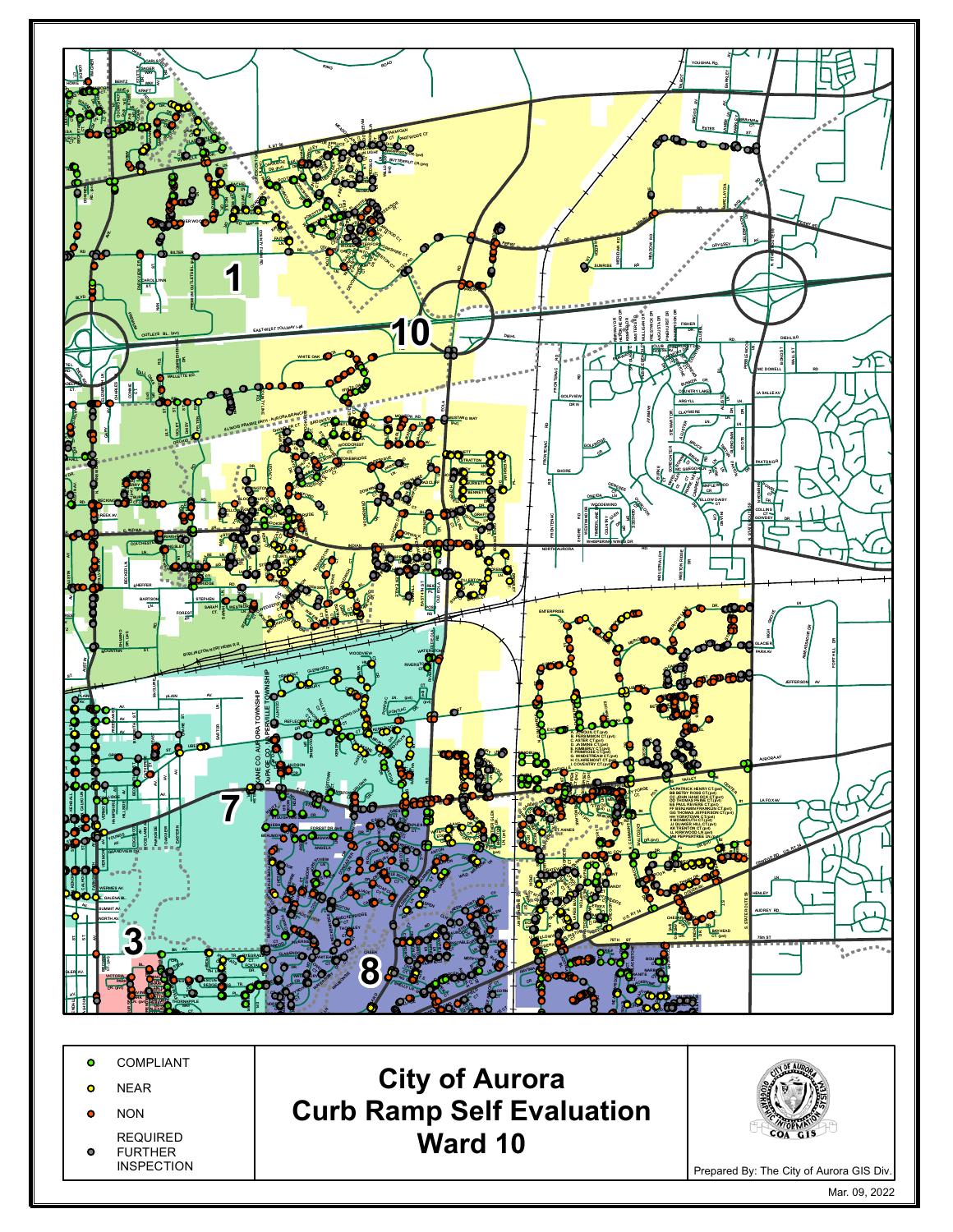# City of Aurora Curb Ramp Self Evaluation Ward 10

- COMPLIANT
- NEAR
- NON
- REQUIRED FURTHER INSPECTION

Prepared By: The City of Aurora GIS Div.

Mar. 09, 2022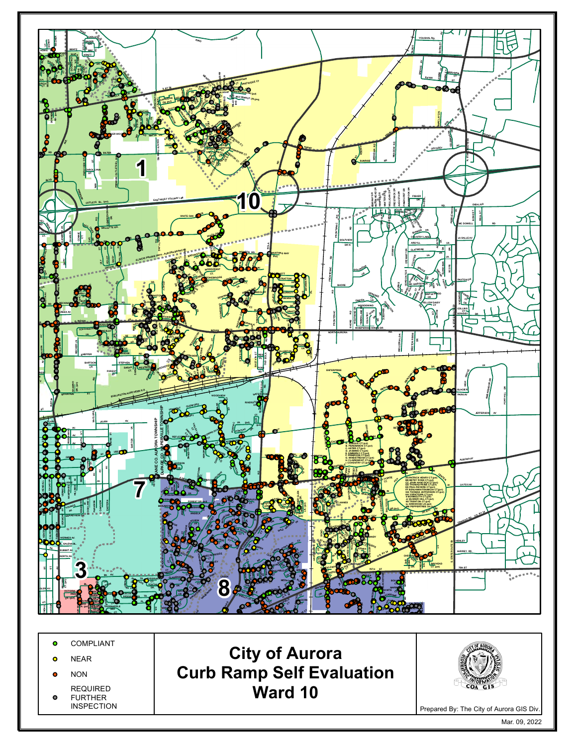# City of Aurora
# Curb Ramp Self Evaluation
# Ward 10

- COMPLIANT
- NEAR
- NON
- REQUIRED FURTHER INSPECTION

Prepared By: The City of Aurora GIS Div.

Mar. 09, 2022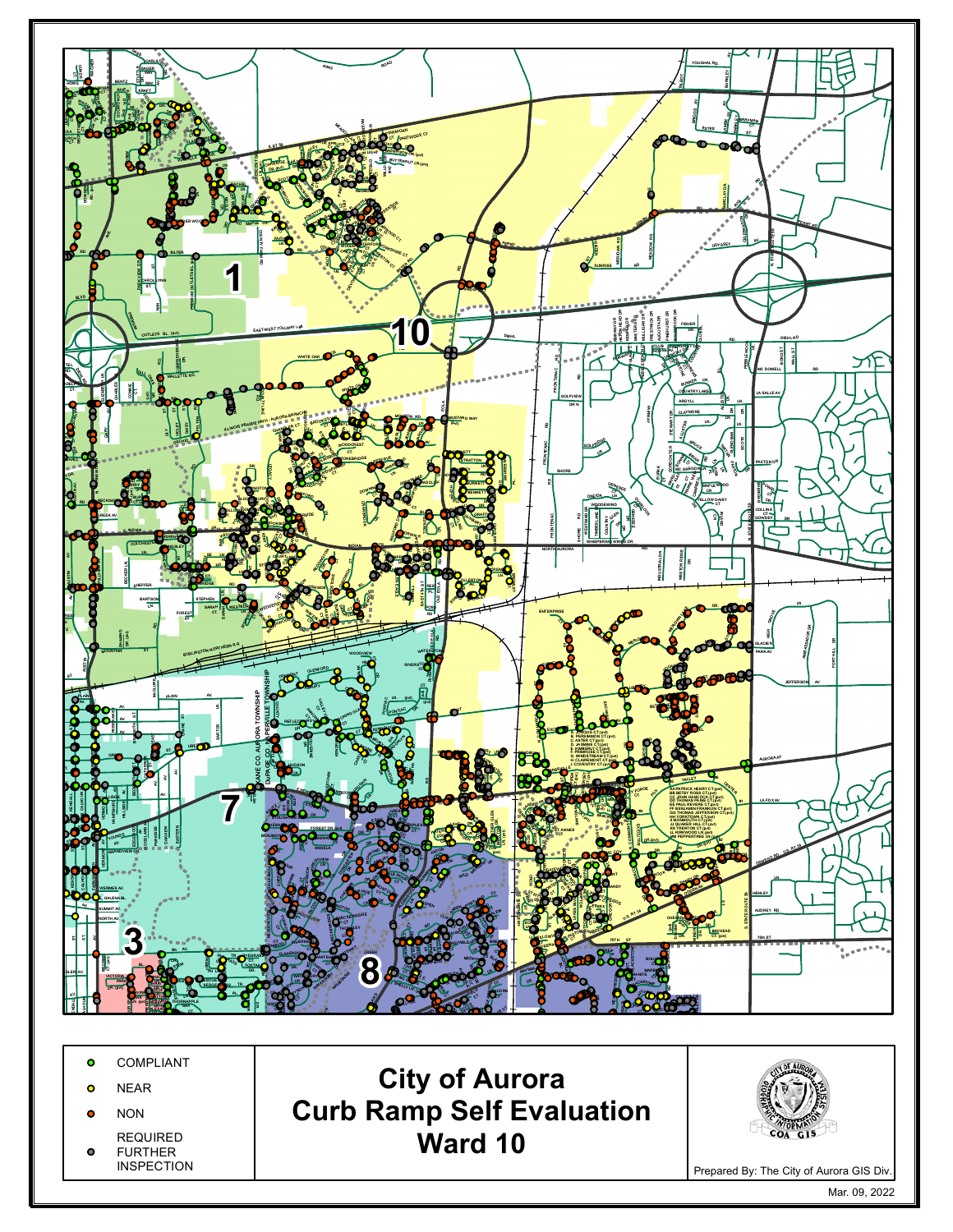# City of Aurora Curb Ramp Self Evaluation Ward 10

- COMPLIANT
- NEAR
- NON
- REQUIRED FURTHER INSPECTION

Prepared By: The City of Aurora GIS Div.

Mar. 09, 2022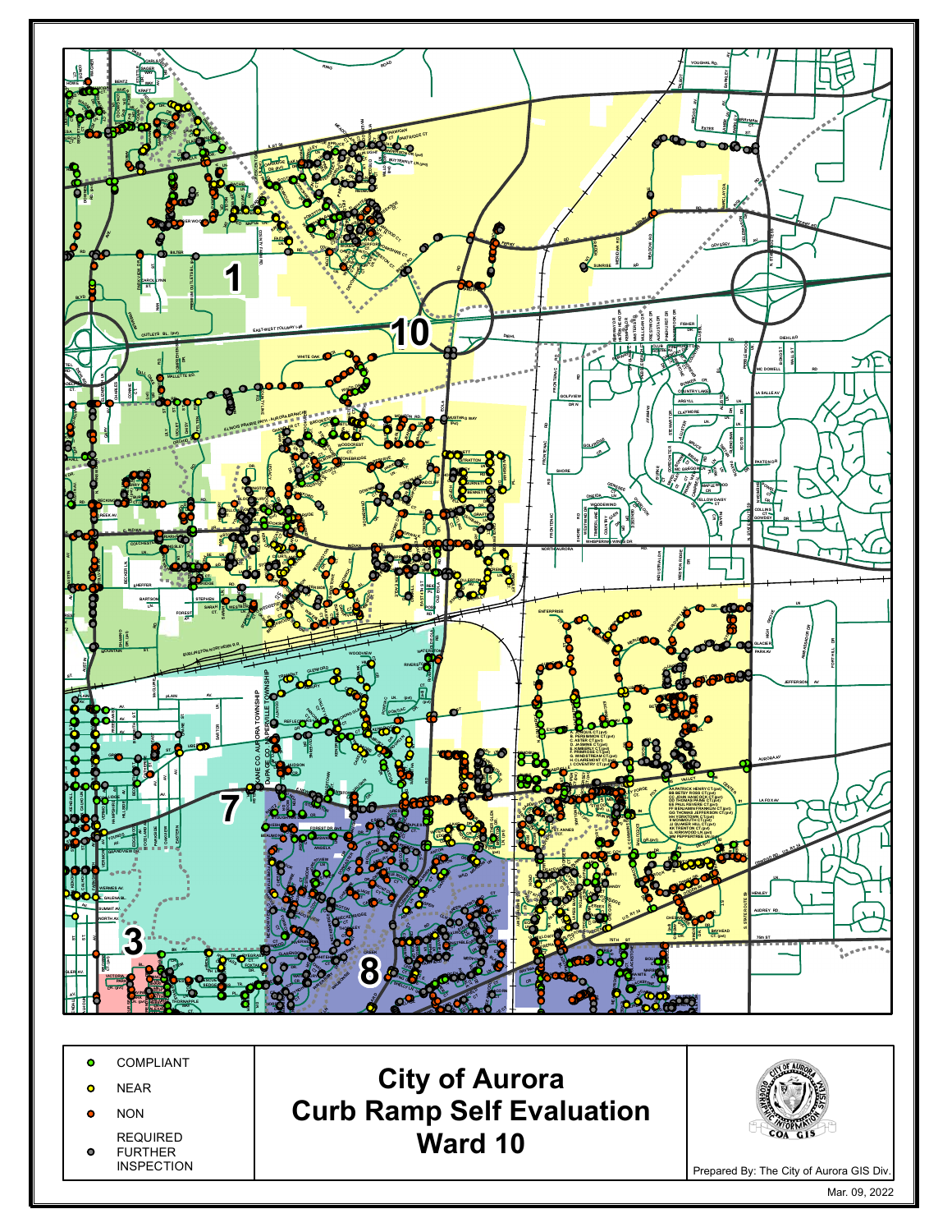# City of Aurora Curb Ramp Self Evaluation Ward 10

- COMPLIANT
- NEAR
- NON
- REQUIRED FURTHER INSPECTION

Prepared By: The City of Aurora GIS Div.

Mar. 09, 2022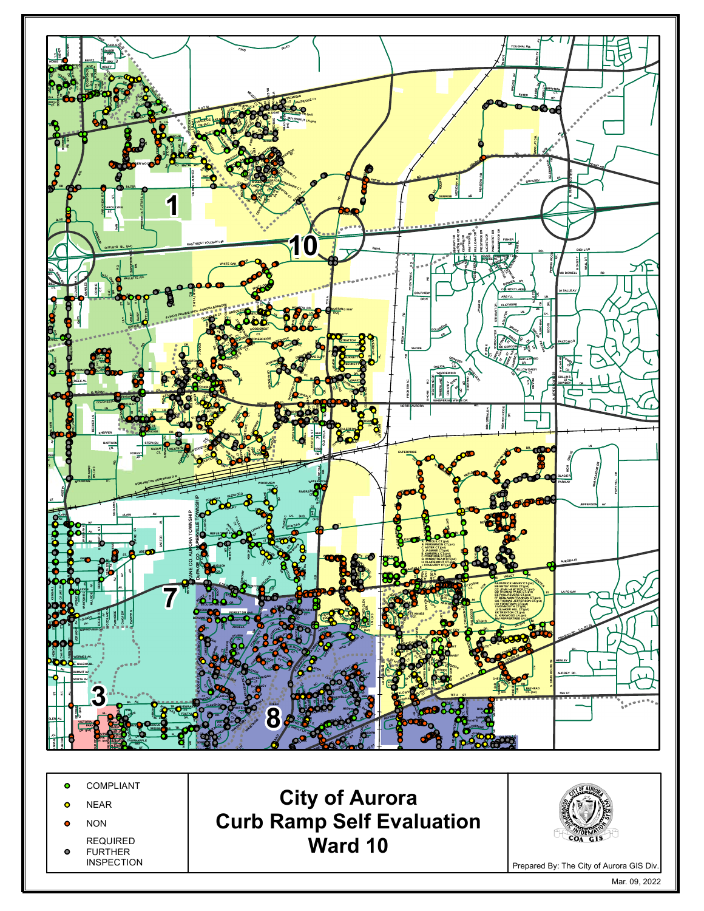# City of Aurora Curb Ramp Self Evaluation Ward 10

- COMPLIANT
- NEAR
- NON
- REQUIRED FURTHER INSPECTION

Prepared By: The City of Aurora GIS Div.

Mar. 09, 2022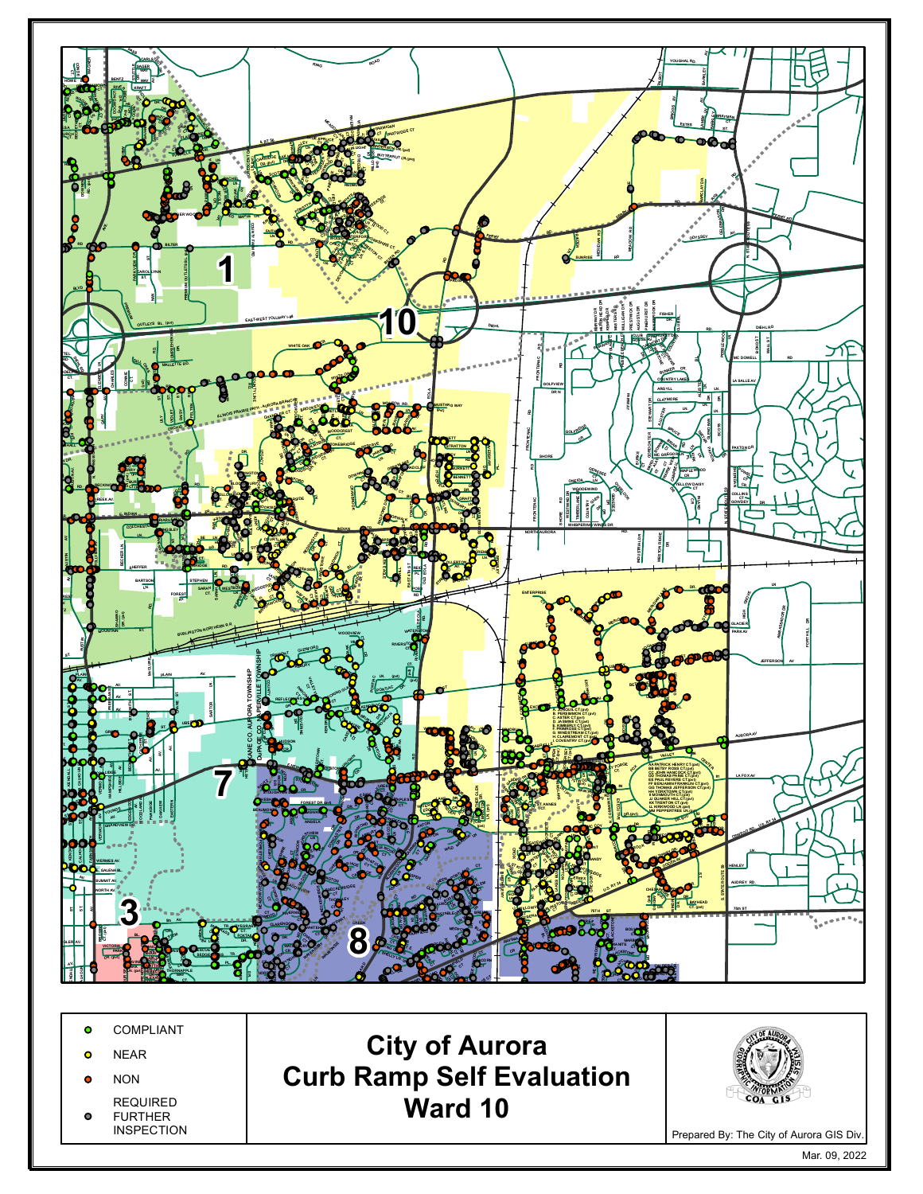# City of Aurora Curb Ramp Self Evaluation Ward 10

- COMPLIANT
- NEAR
- NON
- REQUIRED FURTHER INSPECTION

Prepared By: The City of Aurora GIS Div.

Mar. 09, 2022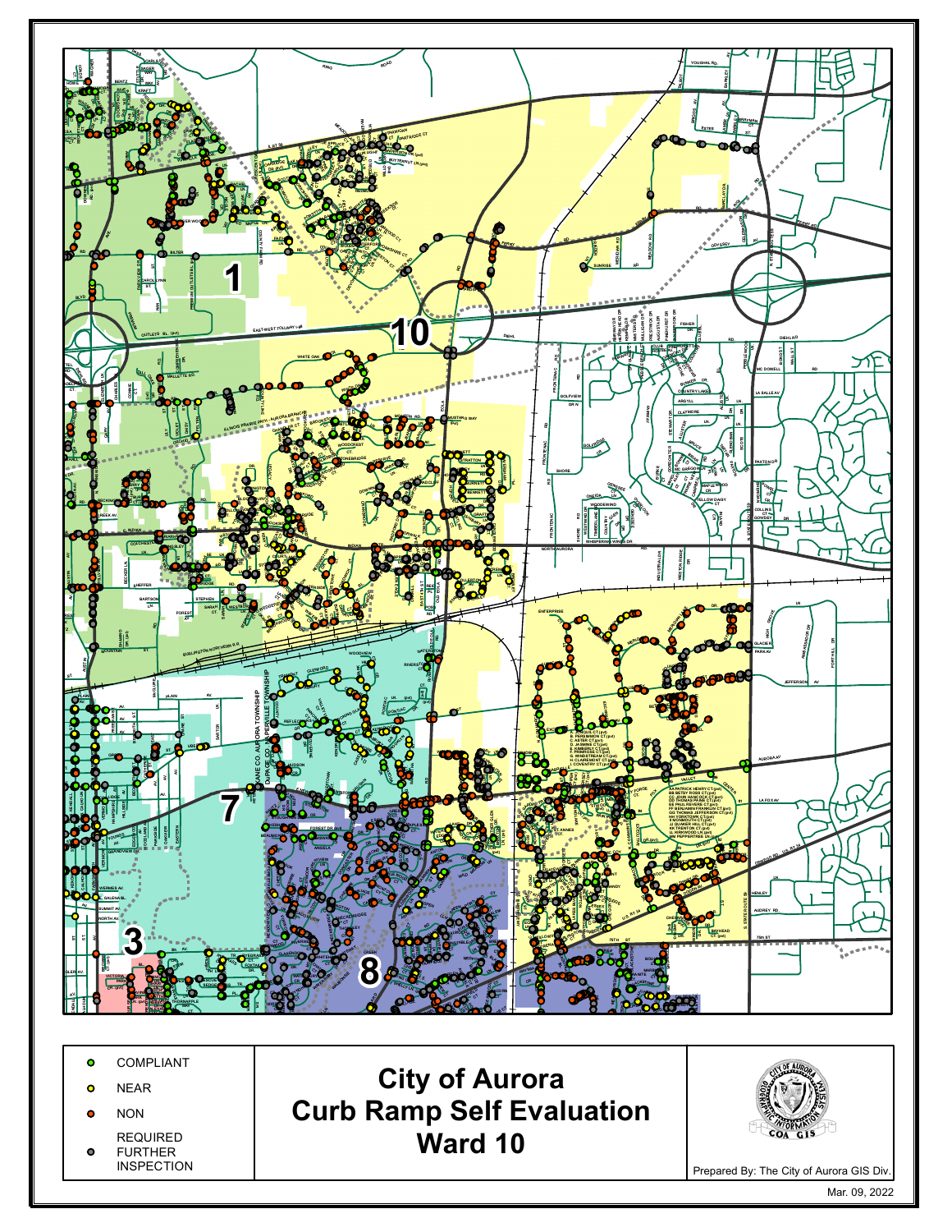# City of Aurora Curb Ramp Self Evaluation Ward 10

- COMPLIANT
- NEAR
- NON
- REQUIRED FURTHER INSPECTION

Prepared By: The City of Aurora GIS Div.

Mar. 09, 2022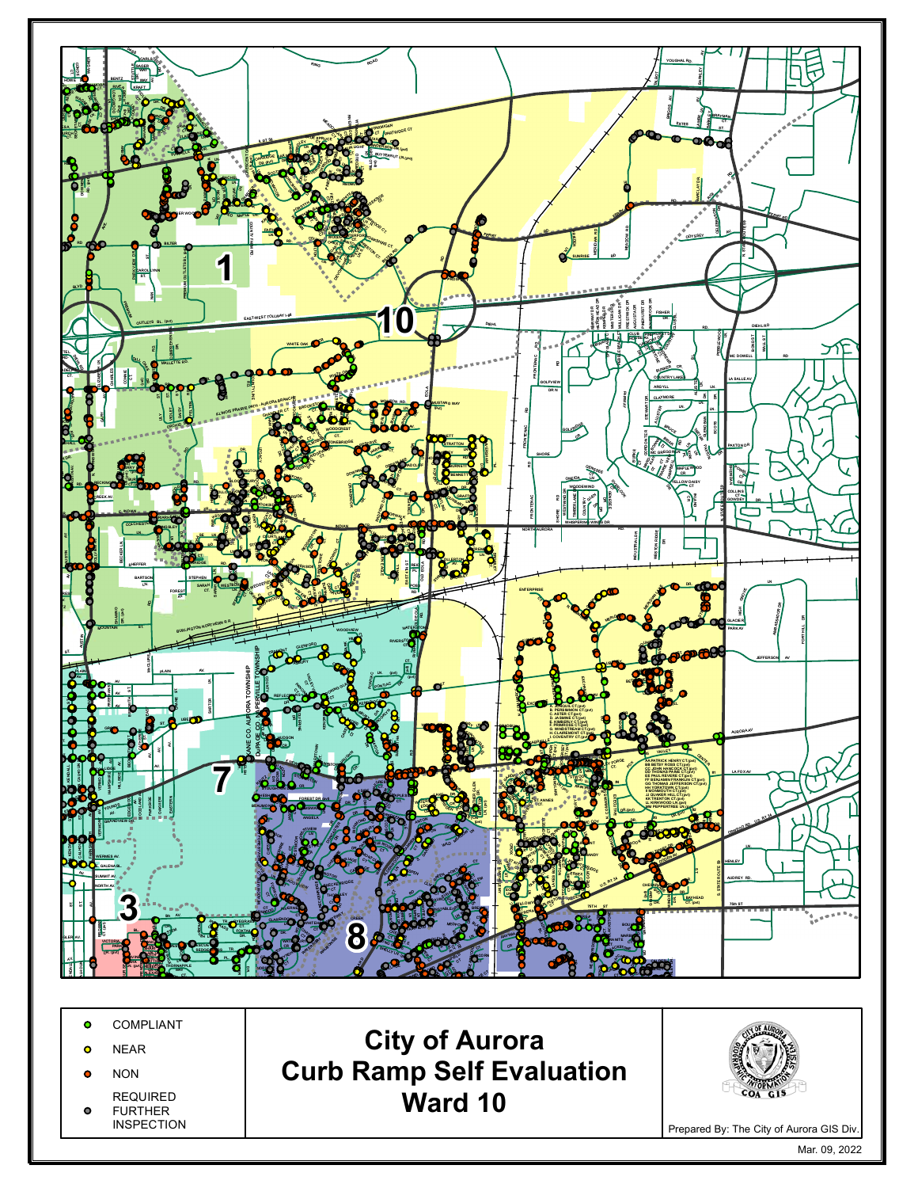# City of Aurora Curb Ramp Self Evaluation Ward 10

- COMPLIANT
- NEAR
- NON
- REQUIRED FURTHER INSPECTION

Prepared By: The City of Aurora GIS Div.

Mar. 09, 2022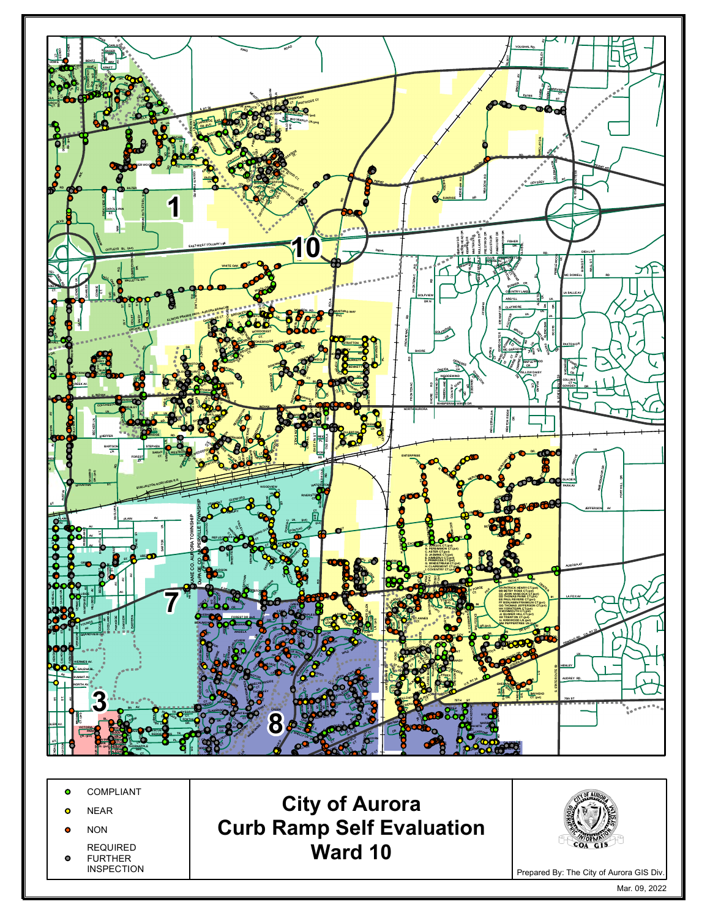# City of Aurora Curb Ramp Self Evaluation Ward 10

- COMPLIANT
- NEAR
- NON
- REQUIRED FURTHER INSPECTION

Prepared By: The City of Aurora GIS Div.

Mar. 09, 2022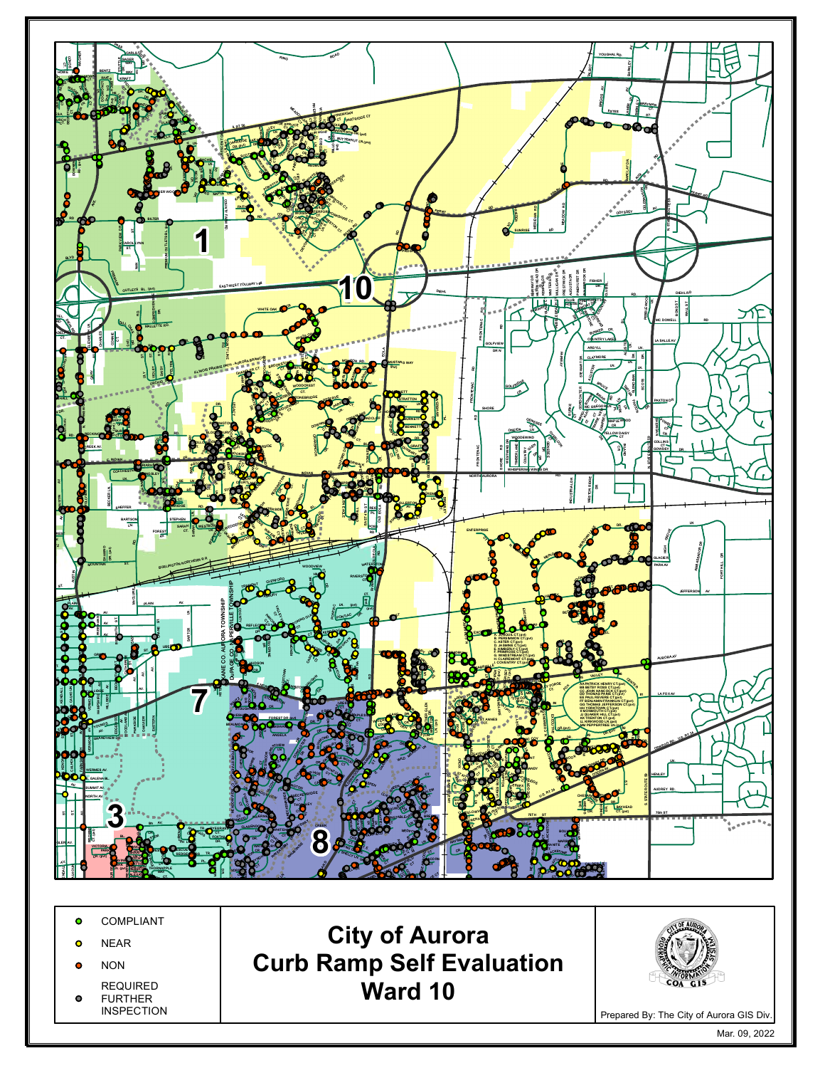# City of Aurora Curb Ramp Self Evaluation Ward 10

- COMPLIANT
- NEAR
- NON
- REQUIRED FURTHER INSPECTION

Prepared By: The City of Aurora GIS Div.

Mar. 09, 2022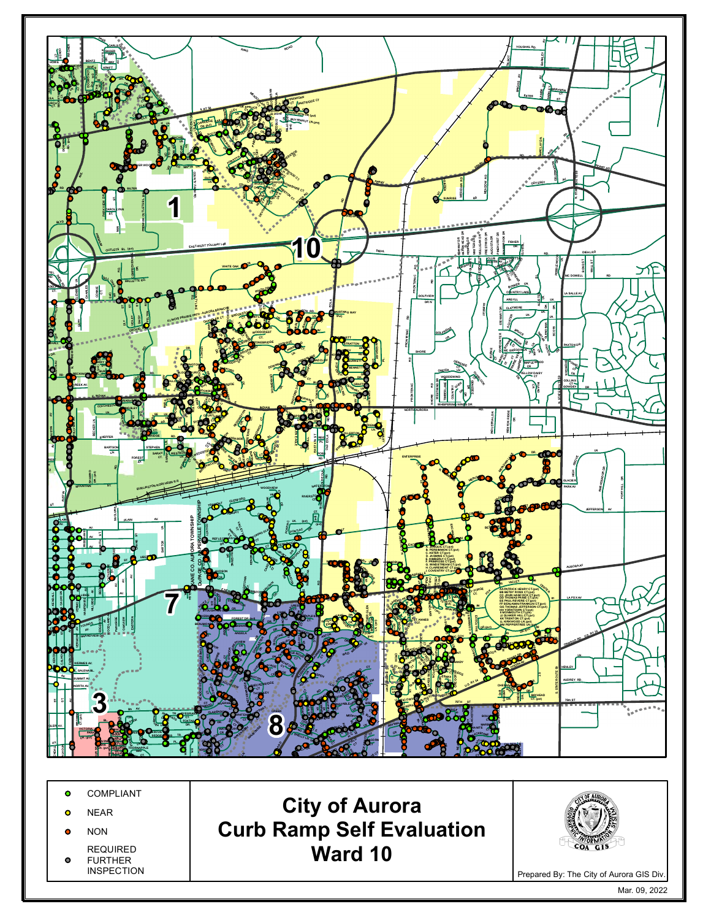# City of Aurora Curb Ramp Self Evaluation Ward 10

- COMPLIANT
- NEAR
- NON
- REQUIRED FURTHER INSPECTION

Prepared By: The City of Aurora GIS Div.

Mar. 09, 2022